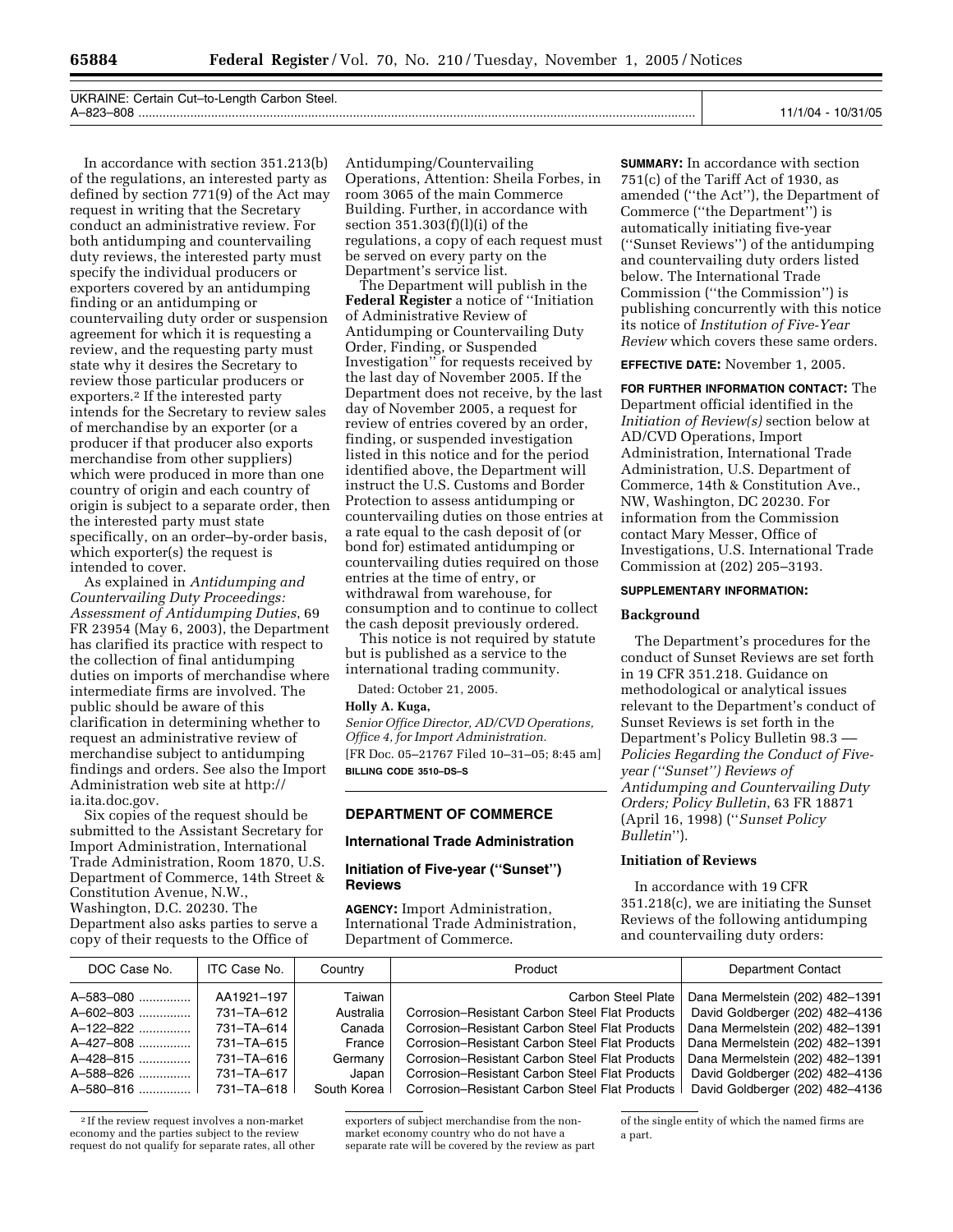| UKRAINE: Certain Cut–to-Length Carbon Steel. A–823–808 | 11/1/04 - 10/31/05 |
|---|---|

In accordance with section 351.213(b) of the regulations, an interested party as defined by section 771(9) of the Act may request in writing that the Secretary conduct an administrative review. For both antidumping and countervailing duty reviews, the interested party must specify the individual producers or exporters covered by an antidumping finding or an antidumping or countervailing duty order or suspension agreement for which it is requesting a review, and the requesting party must state why it desires the Secretary to review those particular producers or exporters.[2] If the interested party intends for the Secretary to review sales of merchandise by an exporter (or a producer if that producer also exports merchandise from other suppliers) which were produced in more than one country of origin and each country of origin is subject to a separate order, then the interested party must state specifically, on an order–by-order basis, which exporter(s) the request is intended to cover.

As explained in *Antidumping and Countervailing Duty Proceedings: Assessment of Antidumping Duties*, 69 FR 23954 (May 6, 2003), the Department has clarified its practice with respect to the collection of final antidumping duties on imports of merchandise where intermediate firms are involved. The public should be aware of this clarification in determining whether to request an administrative review of merchandise subject to antidumping findings and orders. See also the Import Administration web site at http://ia.ita.doc.gov.

Six copies of the request should be submitted to the Assistant Secretary for Import Administration, International Trade Administration, Room 1870, U.S. Department of Commerce, 14th Street & Constitution Avenue, N.W., Washington, D.C. 20230. The Department also asks parties to serve a copy of their requests to the Office of Antidumping/Countervailing Operations, Attention: Sheila Forbes, in room 3065 of the main Commerce Building. Further, in accordance with section 351.303(f)(l)(i) of the regulations, a copy of each request must be served on every party on the Department's service list.

The Department will publish in the **Federal Register** a notice of ''Initiation of Administrative Review of Antidumping or Countervailing Duty Order, Finding, or Suspended Investigation'' for requests received by the last day of November 2005. If the Department does not receive, by the last day of November 2005, a request for review of entries covered by an order, finding, or suspended investigation listed in this notice and for the period identified above, the Department will instruct the U.S. Customs and Border Protection to assess antidumping or countervailing duties on those entries at a rate equal to the cash deposit of (or bond for) estimated antidumping or countervailing duties required on those entries at the time of entry, or withdrawal from warehouse, for consumption and to continue to collect the cash deposit previously ordered.

This notice is not required by statute but is published as a service to the international trading community.

Dated: October 21, 2005.

**Holly A. Kuga,**

*Senior Office Director, AD/CVD Operations, Office 4, for Import Administration.*

[FR Doc. 05–21767 Filed 10–31–05; 8:45 am]

**BILLING CODE 3510–DS–S**

---

## DEPARTMENT OF COMMERCE

### International Trade Administration

### Initiation of Five-year (''Sunset'') Reviews

**AGENCY:** Import Administration, International Trade Administration, Department of Commerce.

**SUMMARY:** In accordance with section 751(c) of the Tariff Act of 1930, as amended (''the Act''), the Department of Commerce (''the Department'') is automatically initiating five-year (''Sunset Reviews'') of the antidumping and countervailing duty orders listed below. The International Trade Commission (''the Commission'') is publishing concurrently with this notice its notice of *Institution of Five-Year Review* which covers these same orders.

**EFFECTIVE DATE:** November 1, 2005.

**FOR FURTHER INFORMATION CONTACT:** The Department official identified in the *Initiation of Review(s)* section below at AD/CVD Operations, Import Administration, International Trade Administration, U.S. Department of Commerce, 14th & Constitution Ave., NW, Washington, DC 20230. For information from the Commission contact Mary Messer, Office of Investigations, U.S. International Trade Commission at (202) 205–3193.

**SUPPLEMENTARY INFORMATION:**

**Background**

The Department's procedures for the conduct of Sunset Reviews are set forth in 19 CFR 351.218. Guidance on methodological or analytical issues relevant to the Department's conduct of Sunset Reviews is set forth in the Department's Policy Bulletin 98.3 — *Policies Regarding the Conduct of Five-year (''Sunset'') Reviews of Antidumping and Countervailing Duty Orders; Policy Bulletin*, 63 FR 18871 (April 16, 1998) (''*Sunset Policy Bulletin*'').

**Initiation of Reviews**

In accordance with 19 CFR 351.218(c), we are initiating the Sunset Reviews of the following antidumping and countervailing duty orders:

| DOC Case No. | ITC Case No. | Country | Product | Department Contact |
|---|---|---|---|---|
| A–583–080 | AA1921–197 | Taiwan | Carbon Steel Plate | Dana Mermelstein (202) 482–1391 |
| A–602–803 | 731–TA–612 | Australia | Corrosion–Resistant Carbon Steel Flat Products | David Goldberger (202) 482–4136 |
| A–122–822 | 731–TA–614 | Canada | Corrosion–Resistant Carbon Steel Flat Products | Dana Mermelstein (202) 482–1391 |
| A–427–808 | 731–TA–615 | France | Corrosion–Resistant Carbon Steel Flat Products | Dana Mermelstein (202) 482–1391 |
| A–428–815 | 731–TA–616 | Germany | Corrosion–Resistant Carbon Steel Flat Products | Dana Mermelstein (202) 482–1391 |
| A–588–826 | 731–TA–617 | Japan | Corrosion–Resistant Carbon Steel Flat Products | David Goldberger (202) 482–4136 |
| A–580–816 | 731–TA–618 | South Korea | Corrosion–Resistant Carbon Steel Flat Products | David Goldberger (202) 482–4136 |

[2] If the review request involves a non-market economy and the parties subject to the review request do not qualify for separate rates, all other exporters of subject merchandise from the non-market economy country who do not have a separate rate will be covered by the review as part of the single entity of which the named firms are a part.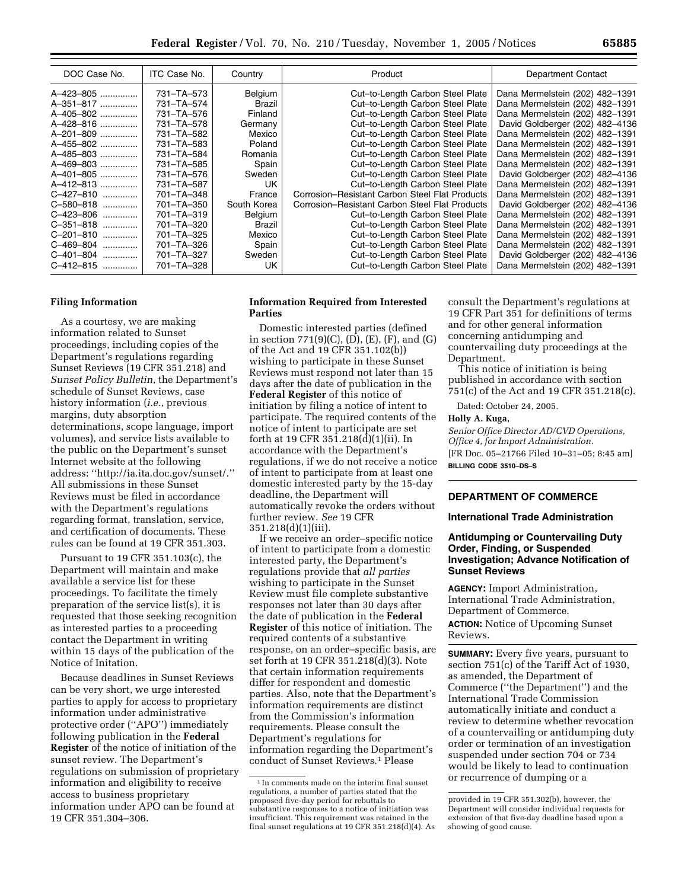| DOC Case No. | ITC Case No. | Country | Product | Department Contact |
| --- | --- | --- | --- | --- |
| A–423–805 | 731–TA–573 | Belgium | Cut–to-Length Carbon Steel Plate | Dana Mermelstein (202) 482–1391 |
| A–351–817 | 731–TA–574 | Brazil | Cut–to-Length Carbon Steel Plate | Dana Mermelstein (202) 482–1391 |
| A–405–802 | 731–TA–576 | Finland | Cut–to-Length Carbon Steel Plate | Dana Mermelstein (202) 482–1391 |
| A–428–816 | 731–TA–578 | Germany | Cut–to-Length Carbon Steel Plate | David Goldberger (202) 482–4136 |
| A–201–809 | 731–TA–582 | Mexico | Cut–to-Length Carbon Steel Plate | Dana Mermelstein (202) 482–1391 |
| A–455–802 | 731–TA–583 | Poland | Cut–to-Length Carbon Steel Plate | Dana Mermelstein (202) 482–1391 |
| A–485–803 | 731–TA–584 | Romania | Cut–to-Length Carbon Steel Plate | Dana Mermelstein (202) 482–1391 |
| A–469–803 | 731–TA–585 | Spain | Cut–to-Length Carbon Steel Plate | Dana Mermelstein (202) 482–1391 |
| A–401–805 | 731–TA–576 | Sweden | Cut–to-Length Carbon Steel Plate | David Goldberger (202) 482–4136 |
| A–412–813 | 731–TA–587 | UK | Cut–to-Length Carbon Steel Plate | Dana Mermelstein (202) 482–1391 |
| C–427–810 | 701–TA–348 | France | Corrosion–Resistant Carbon Steel Flat Products | Dana Mermelstein (202) 482–1391 |
| C–580–818 | 701–TA–350 | South Korea | Corrosion–Resistant Carbon Steel Flat Products | David Goldberger (202) 482–4136 |
| C–423–806 | 701–TA–319 | Belgium | Cut–to-Length Carbon Steel Plate | Dana Mermelstein (202) 482–1391 |
| C–351–818 | 701–TA–320 | Brazil | Cut–to-Length Carbon Steel Plate | Dana Mermelstein (202) 482–1391 |
| C–201–810 | 701–TA–325 | Mexico | Cut–to-Length Carbon Steel Plate | Dana Mermelstein (202) 482–1391 |
| C–469–804 | 701–TA–326 | Spain | Cut–to-Length Carbon Steel Plate | Dana Mermelstein (202) 482–1391 |
| C–401–804 | 701–TA–327 | Sweden | Cut–to-Length Carbon Steel Plate | David Goldberger (202) 482–4136 |
| C–412–815 | 701–TA–328 | UK | Cut–to-Length Carbon Steel Plate | Dana Mermelstein (202) 482–1391 |

**Filing Information**

As a courtesy, we are making information related to Sunset proceedings, including copies of the Department's regulations regarding Sunset Reviews (19 CFR 351.218) and *Sunset Policy Bulletin*, the Department's schedule of Sunset Reviews, case history information (*i.e.*, previous margins, duty absorption determinations, scope language, import volumes), and service lists available to the public on the Department's sunset Internet website at the following address: ''http://ia.ita.doc.gov/sunset/.'' All submissions in these Sunset Reviews must be filed in accordance with the Department's regulations regarding format, translation, service, and certification of documents. These rules can be found at 19 CFR 351.303.

Pursuant to 19 CFR 351.103(c), the Department will maintain and make available a service list for these proceedings. To facilitate the timely preparation of the service list(s), it is requested that those seeking recognition as interested parties to a proceeding contact the Department in writing within 15 days of the publication of the Notice of Initation.

Because deadlines in Sunset Reviews can be very short, we urge interested parties to apply for access to proprietary information under administrative protective order (''APO'') immediately following publication in the **Federal Register** of the notice of initiation of the sunset review. The Department's regulations on submission of proprietary information and eligibility to receive access to business proprietary information under APO can be found at 19 CFR 351.304–306.

**Information Required from Interested Parties**

Domestic interested parties (defined in section 771(9)(C), (D), (E), (F), and (G) of the Act and 19 CFR 351.102(b)) wishing to participate in these Sunset Reviews must respond not later than 15 days after the date of publication in the **Federal Register** of this notice of initiation by filing a notice of intent to participate. The required contents of the notice of intent to participate are set forth at 19 CFR 351.218(d)(1)(ii). In accordance with the Department's regulations, if we do not receive a notice of intent to participate from at least one domestic interested party by the 15-day deadline, the Department will automatically revoke the orders without further review. *See* 19 CFR 351.218(d)(1)(iii).

If we receive an order–specific notice of intent to participate from a domestic interested party, the Department's regulations provide that *all parties* wishing to participate in the Sunset Review must file complete substantive responses not later than 30 days after the date of publication in the **Federal Register** of this notice of initiation. The required contents of a substantive response, on an order–specific basis, are set forth at 19 CFR 351.218(d)(3). Note that certain information requirements differ for respondent and domestic parties. Also, note that the Department's information requirements are distinct from the Commission's information requirements. Please consult the Department's regulations for information regarding the Department's conduct of Sunset Reviews.[1] Please consult the Department's regulations at 19 CFR Part 351 for definitions of terms and for other general information concerning antidumping and countervailing duty proceedings at the Department.

This notice of initiation is being published in accordance with section 751(c) of the Act and 19 CFR 351.218(c).

Dated: October 24, 2005.

**Holly A. Kuga,**

*Senior Office Director AD/CVD Operations, Office 4, for Import Administration.*

[FR Doc. 05–21766 Filed 10–31–05; 8:45 am]

**BILLING CODE 3510–DS–S**

[1] In comments made on the interim final sunset regulations, a number of parties stated that the proposed five-day period for rebuttals to substantive responses to a notice of initiation was insufficient. This requirement was retained in the final sunset regulations at 19 CFR 351.218(d)(4). As provided in 19 CFR 351.302(b), however, the Department will consider individual requests for extension of that five-day deadline based upon a showing of good cause.

---

## DEPARTMENT OF COMMERCE

### International Trade Administration

### Antidumping or Countervailing Duty Order, Finding, or Suspended Investigation; Advance Notification of Sunset Reviews

**AGENCY:** Import Administration, International Trade Administration, Department of Commerce.

**ACTION:** Notice of Upcoming Sunset Reviews.

**SUMMARY:** Every five years, pursuant to section 751(c) of the Tariff Act of 1930, as amended, the Department of Commerce (''the Department'') and the International Trade Commission automatically initiate and conduct a review to determine whether revocation of a countervailing or antidumping duty order or termination of an investigation suspended under section 704 or 734 would be likely to lead to continuation or recurrence of dumping or a